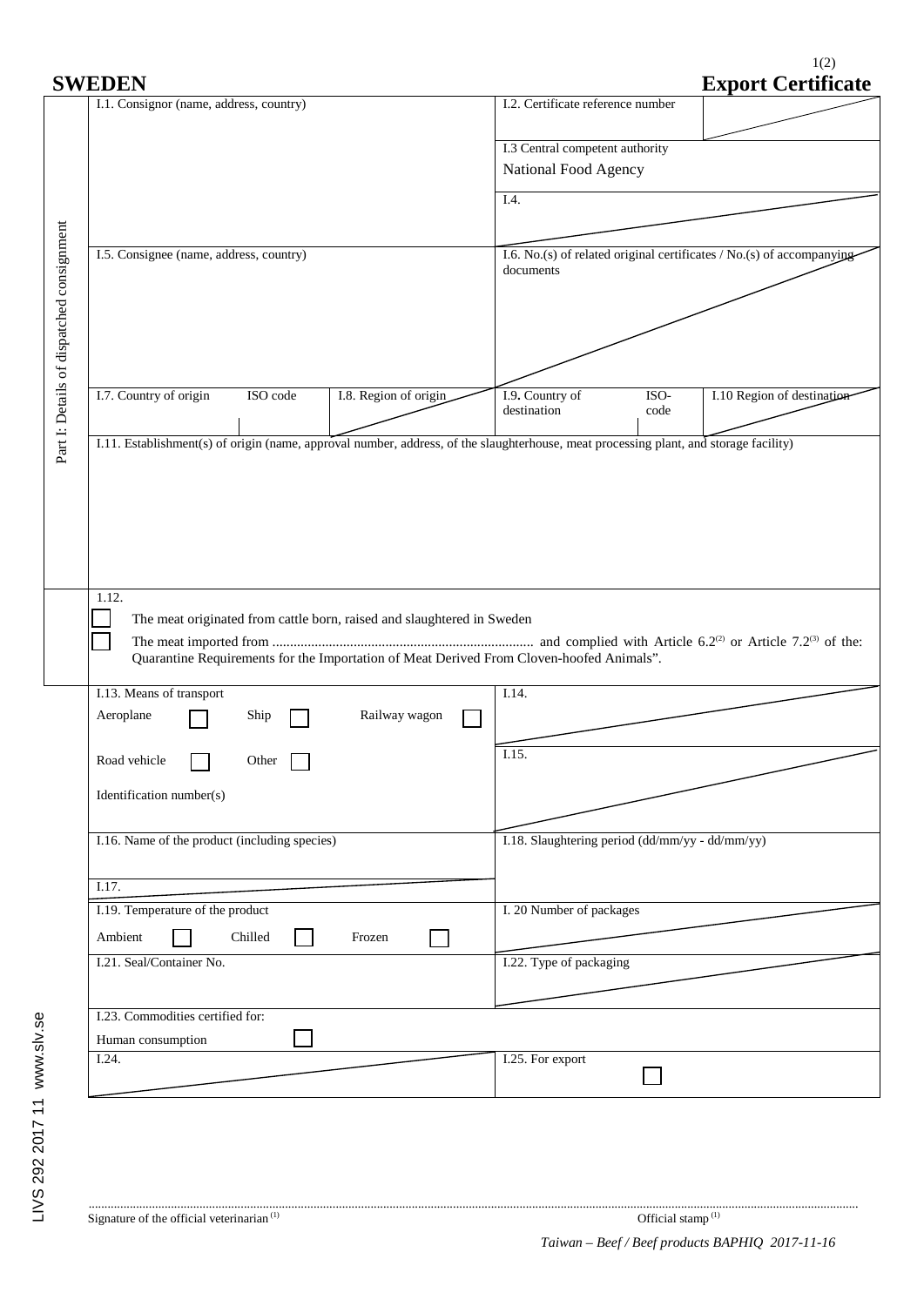# SWEDEN

# Export Certificate

**Part I: Details of dispatched consignment**

| | |
|---|---|
| I.1. Consignor (name, address, country) | I.2. Certificate reference number |
| | I.3 Central competent authority<br>National Food Agency |
| | I.4. |
| I.5. Consignee (name, address, country) | I.6. No.(s) of related original certificates / No.(s) of accompanying documents |

| I.7. Country of origin | ISO code | I.8. Region of origin | I.9. Country of destination | ISO-code | I.10 Region of destination |
|---|---|---|---|---|---|
| | | | | | |

I.11. Establishment(s) of origin (name, approval number, address, of the slaughterhouse, meat processing plant, and storage facility)

I.12.

☐ The meat originated from cattle born, raised and slaughtered in Sweden

☐ The meat imported from .......................................................................... and complied with Article 6.2[(2)] or Article 7.2[(3)] of the: Quarantine Requirements for the Importation of Meat Derived From Cloven-hoofed Animals".

| | |
|---|---|
| I.13. Means of transport<br>Aeroplane ☐ Ship ☐ Railway wagon ☐<br>Road vehicle ☐ Other ☐<br>Identification number(s) | I.14.<br><br>I.15. |
| I.16. Name of the product (including species)<br><br>I.17. | I.18. Slaughtering period (dd/mm/yy - dd/mm/yy) |
| I.19. Temperature of the product<br>Ambient ☐ Chilled ☐ Frozen ☐ | I. 20 Number of packages |
| I.21. Seal/Container No. | I.22. Type of packaging |
| I.23. Commodities certified for:<br>Human consumption ☐ | |
| I.24. | I.25. For export ☐ |

.............................................................................................................................................................................................................

Signature of the official veterinarian [(1)] Official stamp [(1)]

*Taiwan – Beef / Beef products BAPHIQ 2017-11-16*

LIVS 292 2017 11 www.slv.se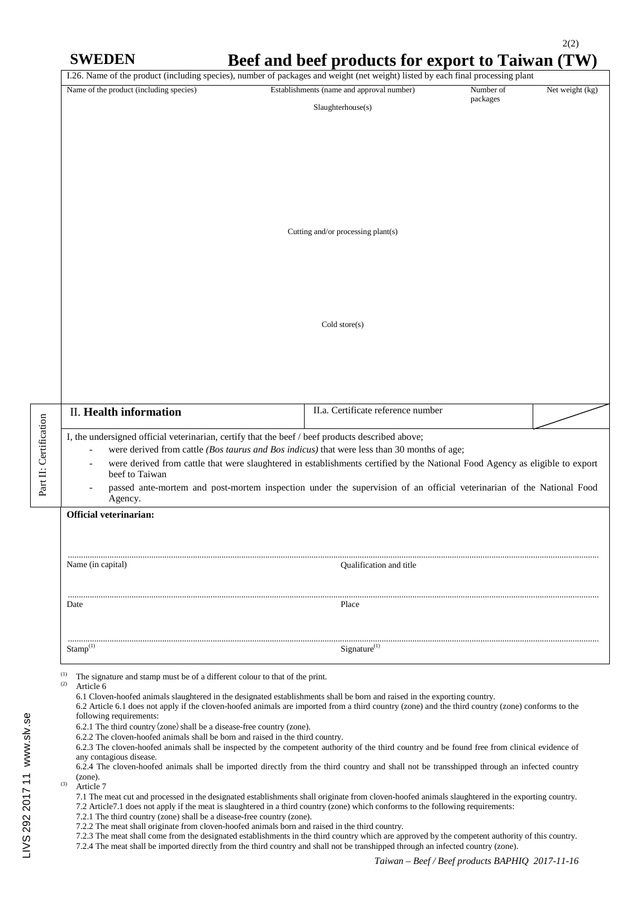**SWEDEN** | **Beef and beef products for export to Taiwan (TW)**

I.26. Name of the product (including species), number of packages and weight (net weight) listed by each final processing plant

| Name of the product (including species) | Establishments (name and approval number) | Number of packages | Net weight (kg) |
|---|---|---|---|
| | Slaughterhouse(s) | | |
| | Cutting and/or processing plant(s) | | |
| | Cold store(s) | | |

Part II: Certification

| II. **Health information** | II.a. Certificate reference number | |
|---|---|---|

I, the undersigned official veterinarian, certify that the beef / beef products described above;

- were derived from cattle *(Bos taurus and Bos indicus)* that were less than 30 months of age;
- were derived from cattle that were slaughtered in establishments certified by the National Food Agency as eligible to export beef to Taiwan
- passed ante-mortem and post-mortem inspection under the supervision of an official veterinarian of the National Food Agency.

**Official veterinarian:**

Name (in capital) ............................ Qualification and title

Date ............................ Place

Stamp(1) ............................ Signature(1)

(1) The signature and stamp must be of a different colour to that of the print.

(2) Article 6
6.1 Cloven-hoofed animals slaughtered in the designated establishments shall be born and raised in the exporting country.
6.2 Article 6.1 does not apply if the cloven-hoofed animals are imported from a third country (zone) and the third country (zone) conforms to the following requirements:
6.2.1 The third country (zone) shall be a disease-free country (zone).
6.2.2 The cloven-hoofed animals shall be born and raised in the third country.
6.2.3 The cloven-hoofed animals shall be inspected by the competent authority of the third country and be found free from clinical evidence of any contagious disease.
6.2.4 The cloven-hoofed animals shall be imported directly from the third country and shall not be transshipped through an infected country (zone).

(3) Article 7
7.1 The meat cut and processed in the designated establishments shall originate from cloven-hoofed animals slaughtered in the exporting country.
7.2 Article7.1 does not apply if the meat is slaughtered in a third country (zone) which conforms to the following requirements:
7.2.1 The third country (zone) shall be a disease-free country (zone).
7.2.2 The meat shall originate from cloven-hoofed animals born and raised in the third country.
7.2.3 The meat shall come from the designated establishments in the third country which are approved by the competent authority of this country.
7.2.4 The meat shall be imported directly from the third country and shall not be transhipped through an infected country (zone).